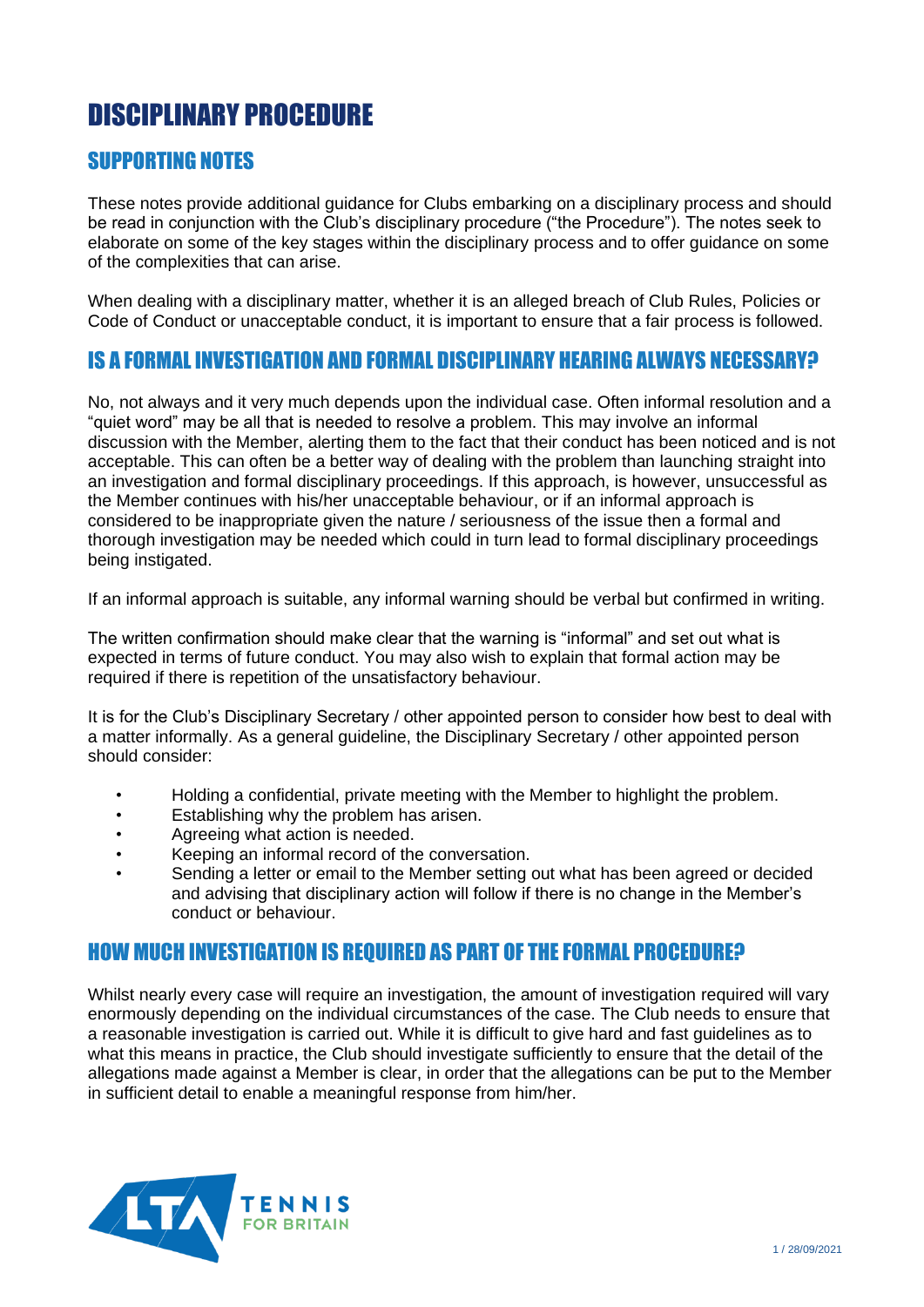# DISCIPLINARY PROCEDURE

## SUPPORTING NOTES

These notes provide additional guidance for Clubs embarking on a disciplinary process and should be read in conjunction with the Club's disciplinary procedure ("the Procedure"). The notes seek to elaborate on some of the key stages within the disciplinary process and to offer guidance on some of the complexities that can arise.

When dealing with a disciplinary matter, whether it is an alleged breach of Club Rules, Policies or Code of Conduct or unacceptable conduct, it is important to ensure that a fair process is followed.

## IS A FORMAL INVESTIGATION AND FORMAL DISCIPLINARY HEARING ALWAYS NECESSARY?

No, not always and it very much depends upon the individual case. Often informal resolution and a "quiet word" may be all that is needed to resolve a problem. This may involve an informal discussion with the Member, alerting them to the fact that their conduct has been noticed and is not acceptable. This can often be a better way of dealing with the problem than launching straight into an investigation and formal disciplinary proceedings. If this approach, is however, unsuccessful as the Member continues with his/her unacceptable behaviour, or if an informal approach is considered to be inappropriate given the nature / seriousness of the issue then a formal and thorough investigation may be needed which could in turn lead to formal disciplinary proceedings being instigated.

If an informal approach is suitable, any informal warning should be verbal but confirmed in writing.

The written confirmation should make clear that the warning is "informal" and set out what is expected in terms of future conduct. You may also wish to explain that formal action may be required if there is repetition of the unsatisfactory behaviour.

It is for the Club's Disciplinary Secretary / other appointed person to consider how best to deal with a matter informally. As a general guideline, the Disciplinary Secretary / other appointed person should consider:

- Holding a confidential, private meeting with the Member to highlight the problem.
- Establishing why the problem has arisen.
- Agreeing what action is needed.
- Keeping an informal record of the conversation.
- Sending a letter or email to the Member setting out what has been agreed or decided and advising that disciplinary action will follow if there is no change in the Member's conduct or behaviour.

## HOW MUCH INVESTIGATION IS REQUIRED AS PART OF THE FORMAL PROCEDURE?

Whilst nearly every case will require an investigation, the amount of investigation required will vary enormously depending on the individual circumstances of the case. The Club needs to ensure that a reasonable investigation is carried out. While it is difficult to give hard and fast guidelines as to what this means in practice, the Club should investigate sufficiently to ensure that the detail of the allegations made against a Member is clear, in order that the allegations can be put to the Member in sufficient detail to enable a meaningful response from him/her.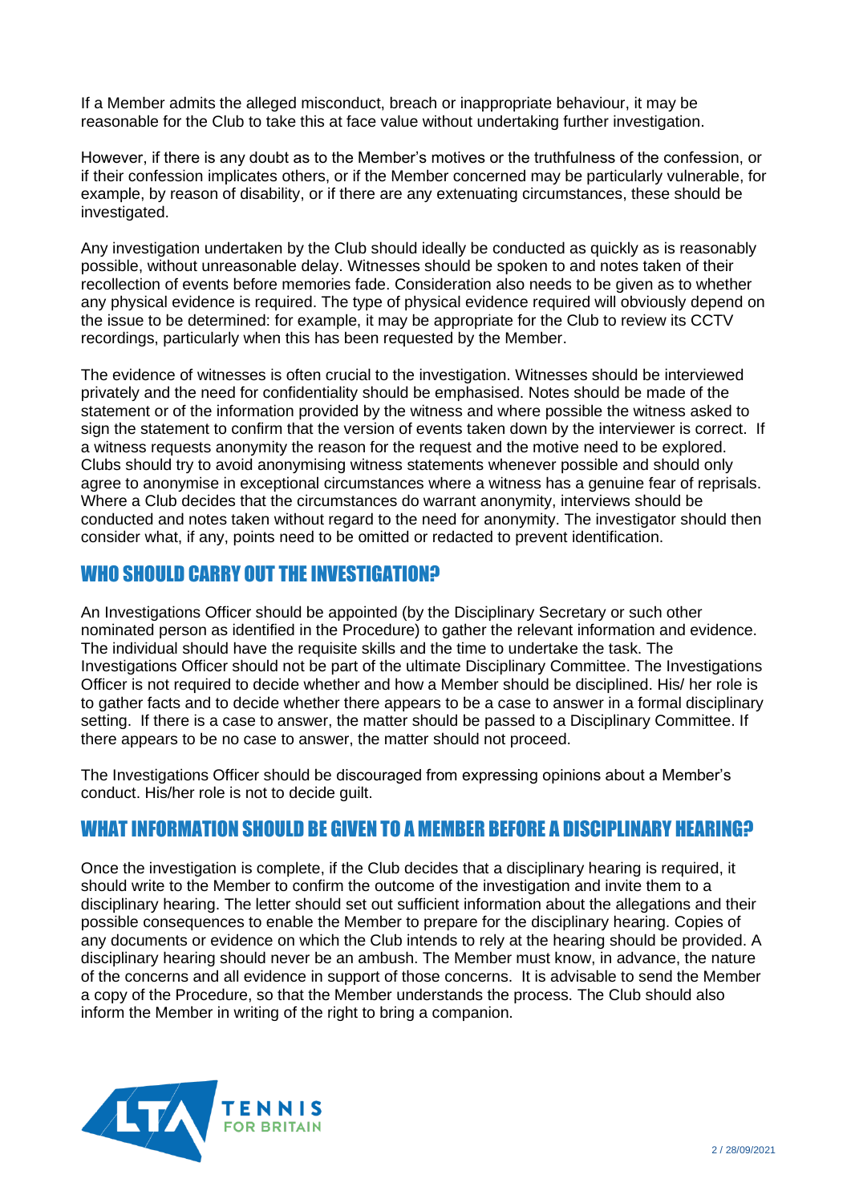If a Member admits the alleged misconduct, breach or inappropriate behaviour, it may be reasonable for the Club to take this at face value without undertaking further investigation.

However, if there is any doubt as to the Member's motives or the truthfulness of the confession, or if their confession implicates others, or if the Member concerned may be particularly vulnerable, for example, by reason of disability, or if there are any extenuating circumstances, these should be investigated.

Any investigation undertaken by the Club should ideally be conducted as quickly as is reasonably possible, without unreasonable delay. Witnesses should be spoken to and notes taken of their recollection of events before memories fade. Consideration also needs to be given as to whether any physical evidence is required. The type of physical evidence required will obviously depend on the issue to be determined: for example, it may be appropriate for the Club to review its CCTV recordings, particularly when this has been requested by the Member.

The evidence of witnesses is often crucial to the investigation. Witnesses should be interviewed privately and the need for confidentiality should be emphasised. Notes should be made of the statement or of the information provided by the witness and where possible the witness asked to sign the statement to confirm that the version of events taken down by the interviewer is correct. If a witness requests anonymity the reason for the request and the motive need to be explored. Clubs should try to avoid anonymising witness statements whenever possible and should only agree to anonymise in exceptional circumstances where a witness has a genuine fear of reprisals. Where a Club decides that the circumstances do warrant anonymity, interviews should be conducted and notes taken without regard to the need for anonymity. The investigator should then consider what, if any, points need to be omitted or redacted to prevent identification.

## WHO SHOULD CARRY OUT THE INVESTIGATION?

An Investigations Officer should be appointed (by the Disciplinary Secretary or such other nominated person as identified in the Procedure) to gather the relevant information and evidence. The individual should have the requisite skills and the time to undertake the task. The Investigations Officer should not be part of the ultimate Disciplinary Committee. The Investigations Officer is not required to decide whether and how a Member should be disciplined. His/ her role is to gather facts and to decide whether there appears to be a case to answer in a formal disciplinary setting. If there is a case to answer, the matter should be passed to a Disciplinary Committee. If there appears to be no case to answer, the matter should not proceed.

The Investigations Officer should be discouraged from expressing opinions about a Member's conduct. His/her role is not to decide guilt.

## WHAT INFORMATION SHOULD BE GIVEN TO A MEMBER BEFORE A DISCIPLINARY HEARING?

Once the investigation is complete, if the Club decides that a disciplinary hearing is required, it should write to the Member to confirm the outcome of the investigation and invite them to a disciplinary hearing. The letter should set out sufficient information about the allegations and their possible consequences to enable the Member to prepare for the disciplinary hearing. Copies of any documents or evidence on which the Club intends to rely at the hearing should be provided. A disciplinary hearing should never be an ambush. The Member must know, in advance, the nature of the concerns and all evidence in support of those concerns. It is advisable to send the Member a copy of the Procedure, so that the Member understands the process. The Club should also inform the Member in writing of the right to bring a companion.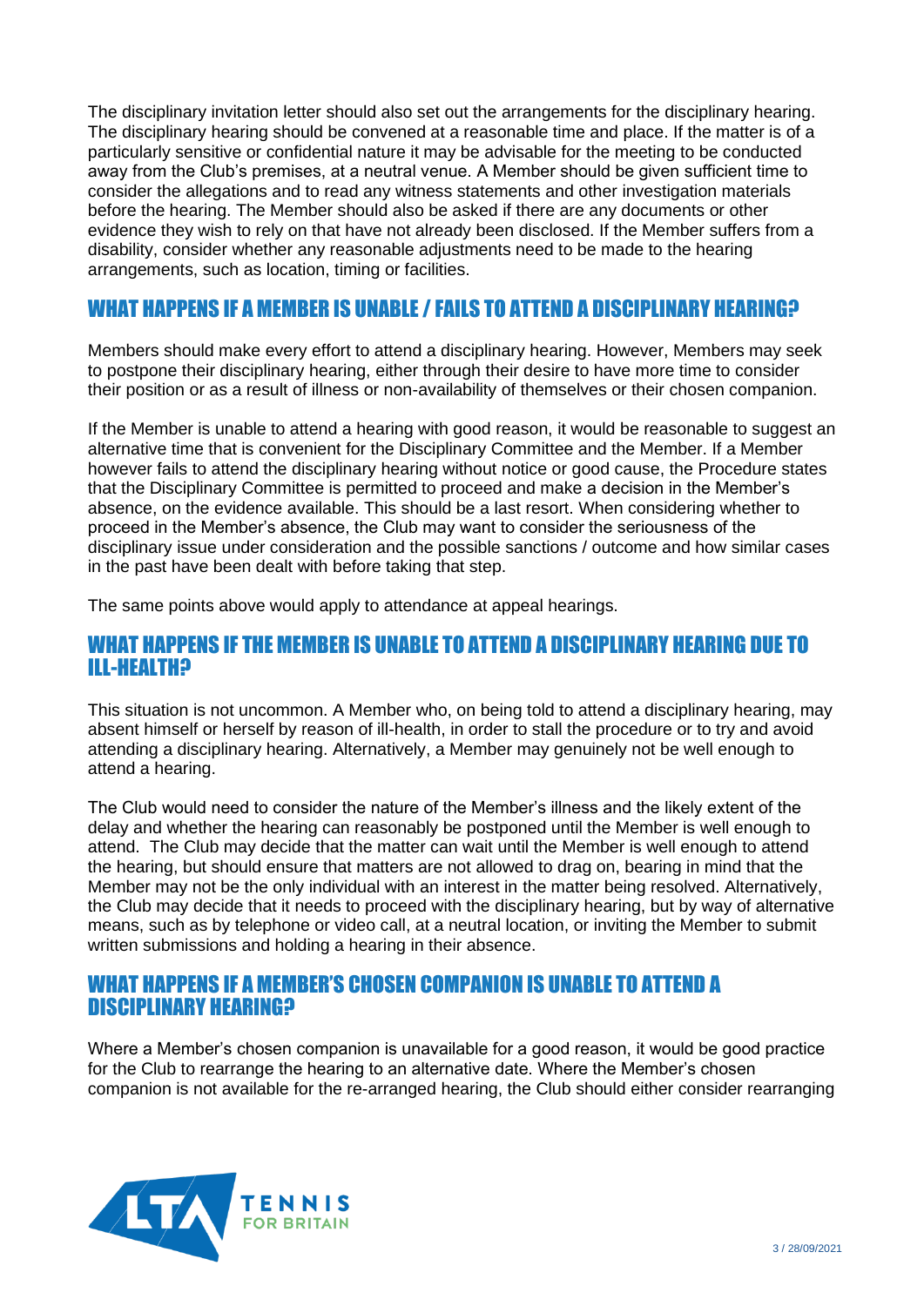The disciplinary invitation letter should also set out the arrangements for the disciplinary hearing. The disciplinary hearing should be convened at a reasonable time and place. If the matter is of a particularly sensitive or confidential nature it may be advisable for the meeting to be conducted away from the Club's premises, at a neutral venue. A Member should be given sufficient time to consider the allegations and to read any witness statements and other investigation materials before the hearing. The Member should also be asked if there are any documents or other evidence they wish to rely on that have not already been disclosed. If the Member suffers from a disability, consider whether any reasonable adjustments need to be made to the hearing arrangements, such as location, timing or facilities.

## WHAT HAPPENS IF A MEMBER IS UNABLE / FAILS TO ATTEND A DISCIPLINARY HEARING?

Members should make every effort to attend a disciplinary hearing. However, Members may seek to postpone their disciplinary hearing, either through their desire to have more time to consider their position or as a result of illness or non-availability of themselves or their chosen companion.

If the Member is unable to attend a hearing with good reason, it would be reasonable to suggest an alternative time that is convenient for the Disciplinary Committee and the Member. If a Member however fails to attend the disciplinary hearing without notice or good cause, the Procedure states that the Disciplinary Committee is permitted to proceed and make a decision in the Member's absence, on the evidence available. This should be a last resort. When considering whether to proceed in the Member's absence, the Club may want to consider the seriousness of the disciplinary issue under consideration and the possible sanctions / outcome and how similar cases in the past have been dealt with before taking that step.

The same points above would apply to attendance at appeal hearings.

## WHAT HAPPENS IF THE MEMBER IS UNABLE TO ATTEND A DISCIPLINARY HEARING DUE TO ILL-HEALTH?

This situation is not uncommon. A Member who, on being told to attend a disciplinary hearing, may absent himself or herself by reason of ill-health, in order to stall the procedure or to try and avoid attending a disciplinary hearing. Alternatively, a Member may genuinely not be well enough to attend a hearing.

The Club would need to consider the nature of the Member's illness and the likely extent of the delay and whether the hearing can reasonably be postponed until the Member is well enough to attend. The Club may decide that the matter can wait until the Member is well enough to attend the hearing, but should ensure that matters are not allowed to drag on, bearing in mind that the Member may not be the only individual with an interest in the matter being resolved. Alternatively, the Club may decide that it needs to proceed with the disciplinary hearing, but by way of alternative means, such as by telephone or video call, at a neutral location, or inviting the Member to submit written submissions and holding a hearing in their absence.

## WHAT HAPPENS IF A MEMBER'S CHOSEN COMPANION IS UNABLE TO ATTEND A DISCIPLINARY HEARING?

Where a Member's chosen companion is unavailable for a good reason, it would be good practice for the Club to rearrange the hearing to an alternative date. Where the Member's chosen companion is not available for the re-arranged hearing, the Club should either consider rearranging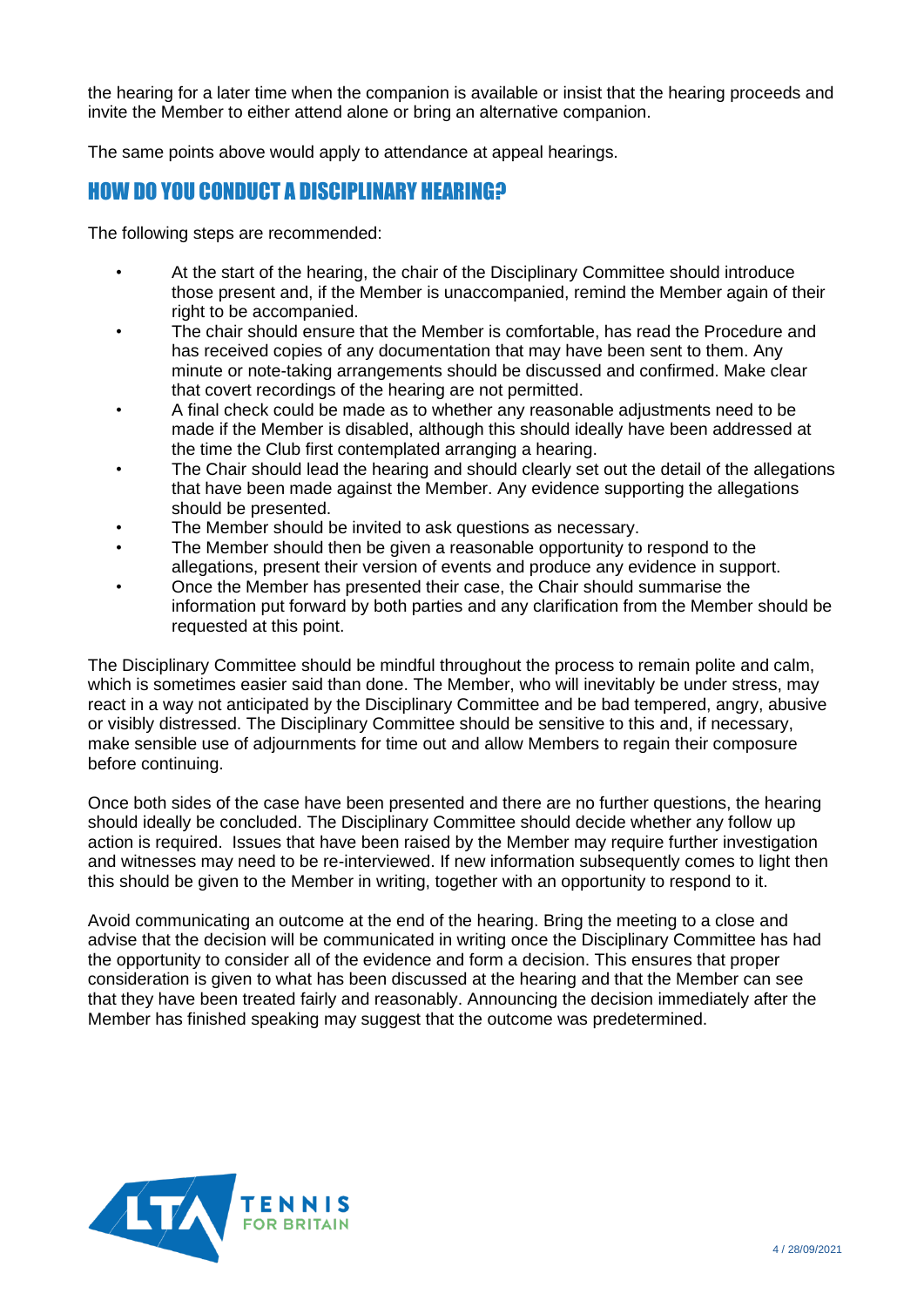the hearing for a later time when the companion is available or insist that the hearing proceeds and invite the Member to either attend alone or bring an alternative companion.

The same points above would apply to attendance at appeal hearings.

## HOW DO YOU CONDUCT A DISCIPLINARY HEARING?

The following steps are recommended:

- At the start of the hearing, the chair of the Disciplinary Committee should introduce those present and, if the Member is unaccompanied, remind the Member again of their right to be accompanied.
- The chair should ensure that the Member is comfortable, has read the Procedure and has received copies of any documentation that may have been sent to them. Any minute or note-taking arrangements should be discussed and confirmed. Make clear that covert recordings of the hearing are not permitted.
- A final check could be made as to whether any reasonable adjustments need to be made if the Member is disabled, although this should ideally have been addressed at the time the Club first contemplated arranging a hearing.
- The Chair should lead the hearing and should clearly set out the detail of the allegations that have been made against the Member. Any evidence supporting the allegations should be presented.
- The Member should be invited to ask questions as necessary.
- The Member should then be given a reasonable opportunity to respond to the allegations, present their version of events and produce any evidence in support.
- Once the Member has presented their case, the Chair should summarise the information put forward by both parties and any clarification from the Member should be requested at this point.

The Disciplinary Committee should be mindful throughout the process to remain polite and calm, which is sometimes easier said than done. The Member, who will inevitably be under stress, may react in a way not anticipated by the Disciplinary Committee and be bad tempered, angry, abusive or visibly distressed. The Disciplinary Committee should be sensitive to this and, if necessary, make sensible use of adjournments for time out and allow Members to regain their composure before continuing.

Once both sides of the case have been presented and there are no further questions, the hearing should ideally be concluded. The Disciplinary Committee should decide whether any follow up action is required. Issues that have been raised by the Member may require further investigation and witnesses may need to be re-interviewed. If new information subsequently comes to light then this should be given to the Member in writing, together with an opportunity to respond to it.

Avoid communicating an outcome at the end of the hearing. Bring the meeting to a close and advise that the decision will be communicated in writing once the Disciplinary Committee has had the opportunity to consider all of the evidence and form a decision. This ensures that proper consideration is given to what has been discussed at the hearing and that the Member can see that they have been treated fairly and reasonably. Announcing the decision immediately after the Member has finished speaking may suggest that the outcome was predetermined.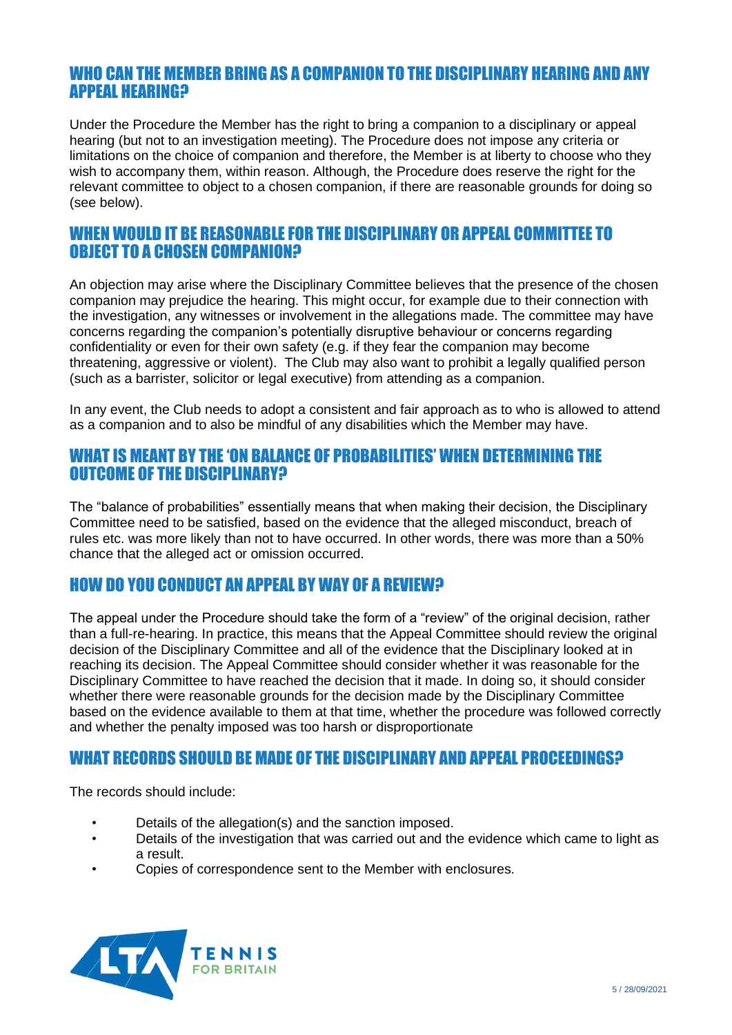## WHO CAN THE MEMBER BRING AS A COMPANION TO THE DISCIPLINARY HEARING AND ANY APPEAL HEARING?

Under the Procedure the Member has the right to bring a companion to a disciplinary or appeal hearing (but not to an investigation meeting). The Procedure does not impose any criteria or limitations on the choice of companion and therefore, the Member is at liberty to choose who they wish to accompany them, within reason. Although, the Procedure does reserve the right for the relevant committee to object to a chosen companion, if there are reasonable grounds for doing so (see below).

## WHEN WOULD IT BE REASONABLE FOR THE DISCIPLINARY OR APPEAL COMMITTEE TO OBJECT TO A CHOSEN COMPANION?

An objection may arise where the Disciplinary Committee believes that the presence of the chosen companion may prejudice the hearing. This might occur, for example due to their connection with the investigation, any witnesses or involvement in the allegations made. The committee may have concerns regarding the companion's potentially disruptive behaviour or concerns regarding confidentiality or even for their own safety (e.g. if they fear the companion may become threatening, aggressive or violent). The Club may also want to prohibit a legally qualified person (such as a barrister, solicitor or legal executive) from attending as a companion.

In any event, the Club needs to adopt a consistent and fair approach as to who is allowed to attend as a companion and to also be mindful of any disabilities which the Member may have.

## WHAT IS MEANT BY THE 'ON BALANCE OF PROBABILITIES' WHEN DETERMINING THE OUTCOME OF THE DISCIPLINARY?

The "balance of probabilities" essentially means that when making their decision, the Disciplinary Committee need to be satisfied, based on the evidence that the alleged misconduct, breach of rules etc. was more likely than not to have occurred. In other words, there was more than a 50% chance that the alleged act or omission occurred.

## HOW DO YOU CONDUCT AN APPEAL BY WAY OF A REVIEW?

The appeal under the Procedure should take the form of a "review" of the original decision, rather than a full-re-hearing. In practice, this means that the Appeal Committee should review the original decision of the Disciplinary Committee and all of the evidence that the Disciplinary looked at in reaching its decision. The Appeal Committee should consider whether it was reasonable for the Disciplinary Committee to have reached the decision that it made. In doing so, it should consider whether there were reasonable grounds for the decision made by the Disciplinary Committee based on the evidence available to them at that time, whether the procedure was followed correctly and whether the penalty imposed was too harsh or disproportionate

## WHAT RECORDS SHOULD BE MADE OF THE DISCIPLINARY AND APPEAL PROCEEDINGS?

The records should include:

- Details of the allegation(s) and the sanction imposed.
- Details of the investigation that was carried out and the evidence which came to light as a result.
- Copies of correspondence sent to the Member with enclosures.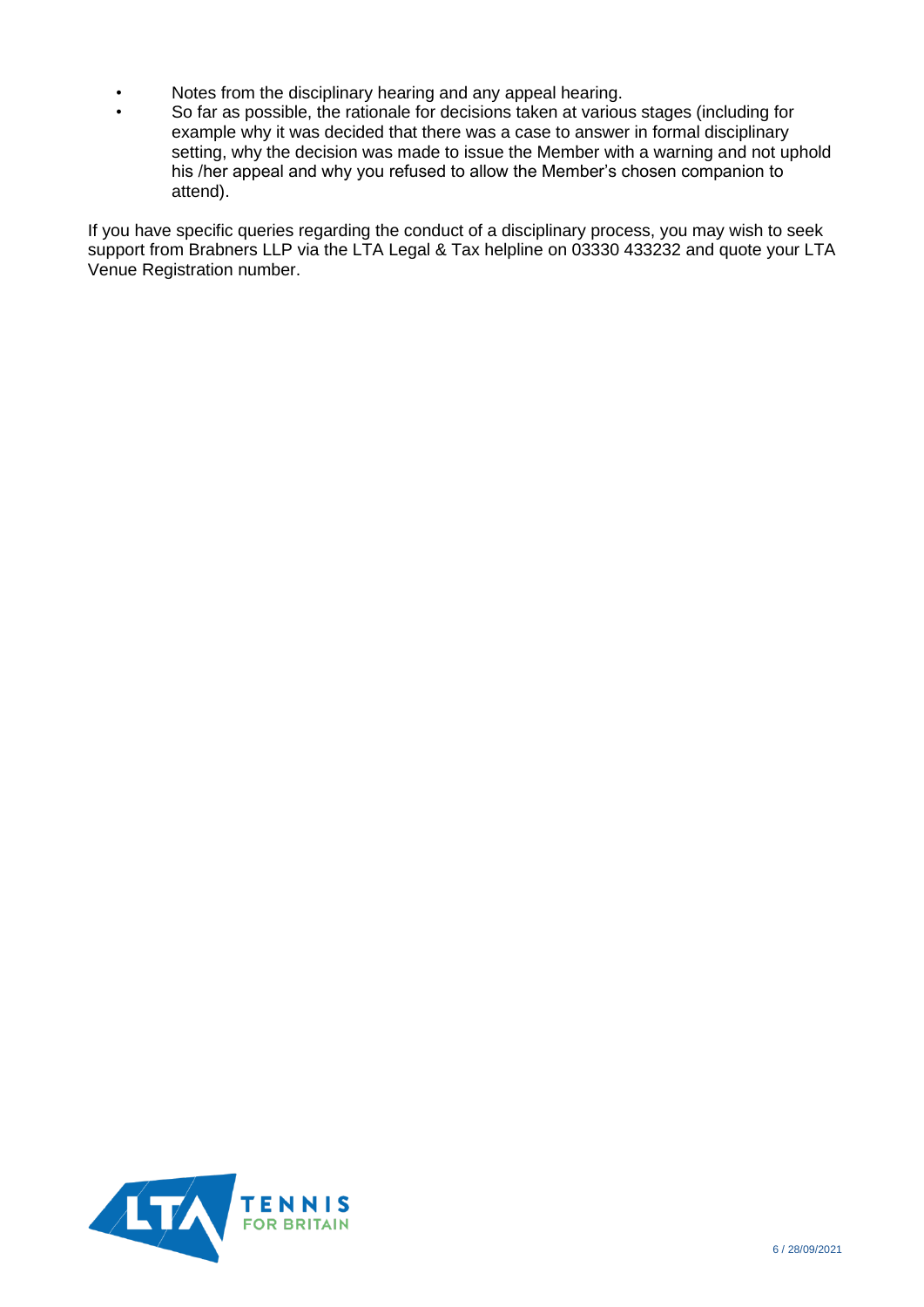- Notes from the disciplinary hearing and any appeal hearing.
- So far as possible, the rationale for decisions taken at various stages (including for example why it was decided that there was a case to answer in formal disciplinary setting, why the decision was made to issue the Member with a warning and not uphold his /her appeal and why you refused to allow the Member's chosen companion to attend).

If you have specific queries regarding the conduct of a disciplinary process, you may wish to seek support from Brabners LLP via the LTA Legal & Tax helpline on 03330 433232 and quote your LTA Venue Registration number.